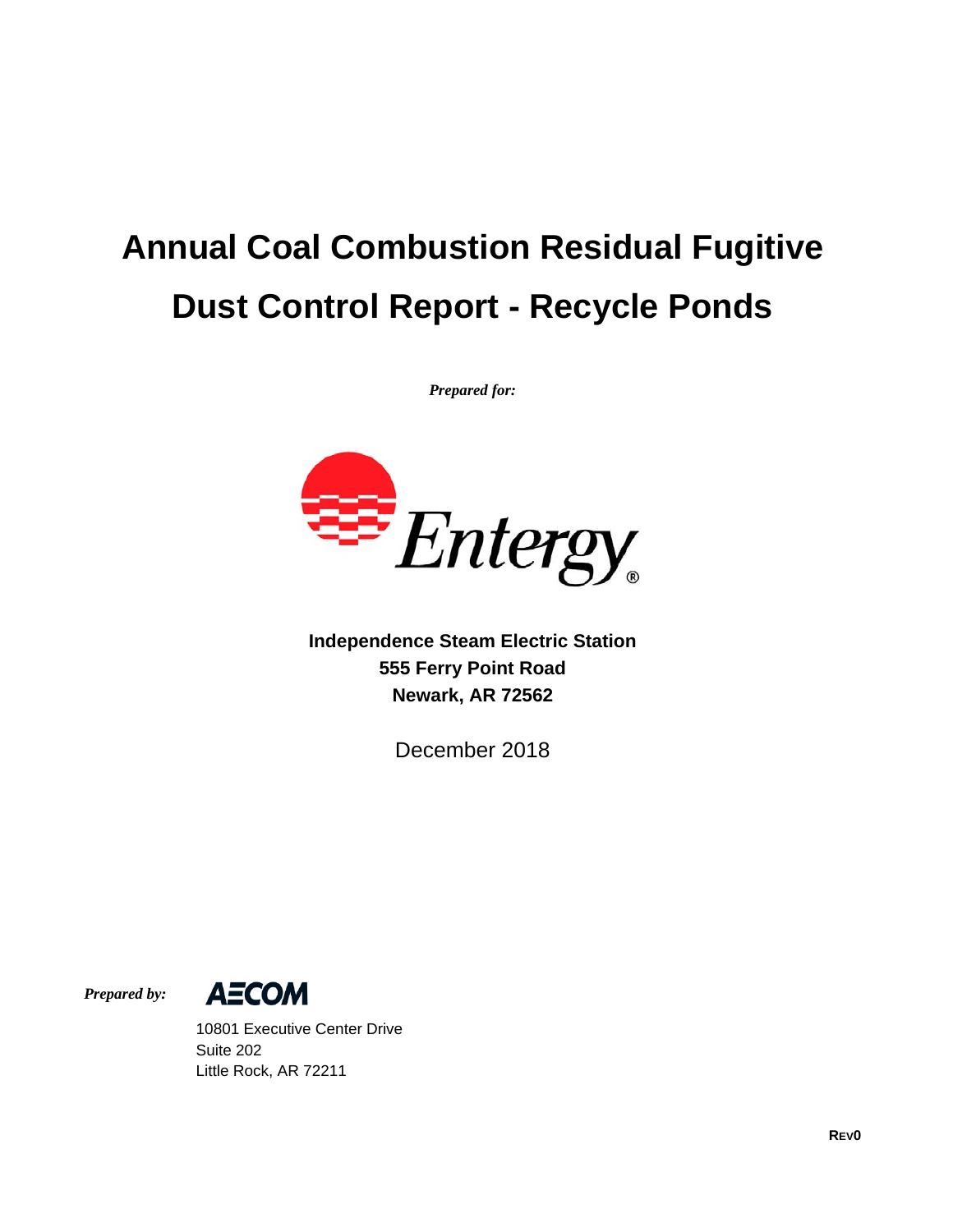# Annual Coal Combustion Residual Fugitive Dust Control Report - Recycle Ponds

***Prepared for:***

Entergy®

**Independence Steam Electric Station**
**555 Ferry Point Road**
**Newark, AR 72562**

December 2018

***Prepared by:***

AECOM

10801 Executive Center Drive
Suite 202
Little Rock, AR 72211

**REV0**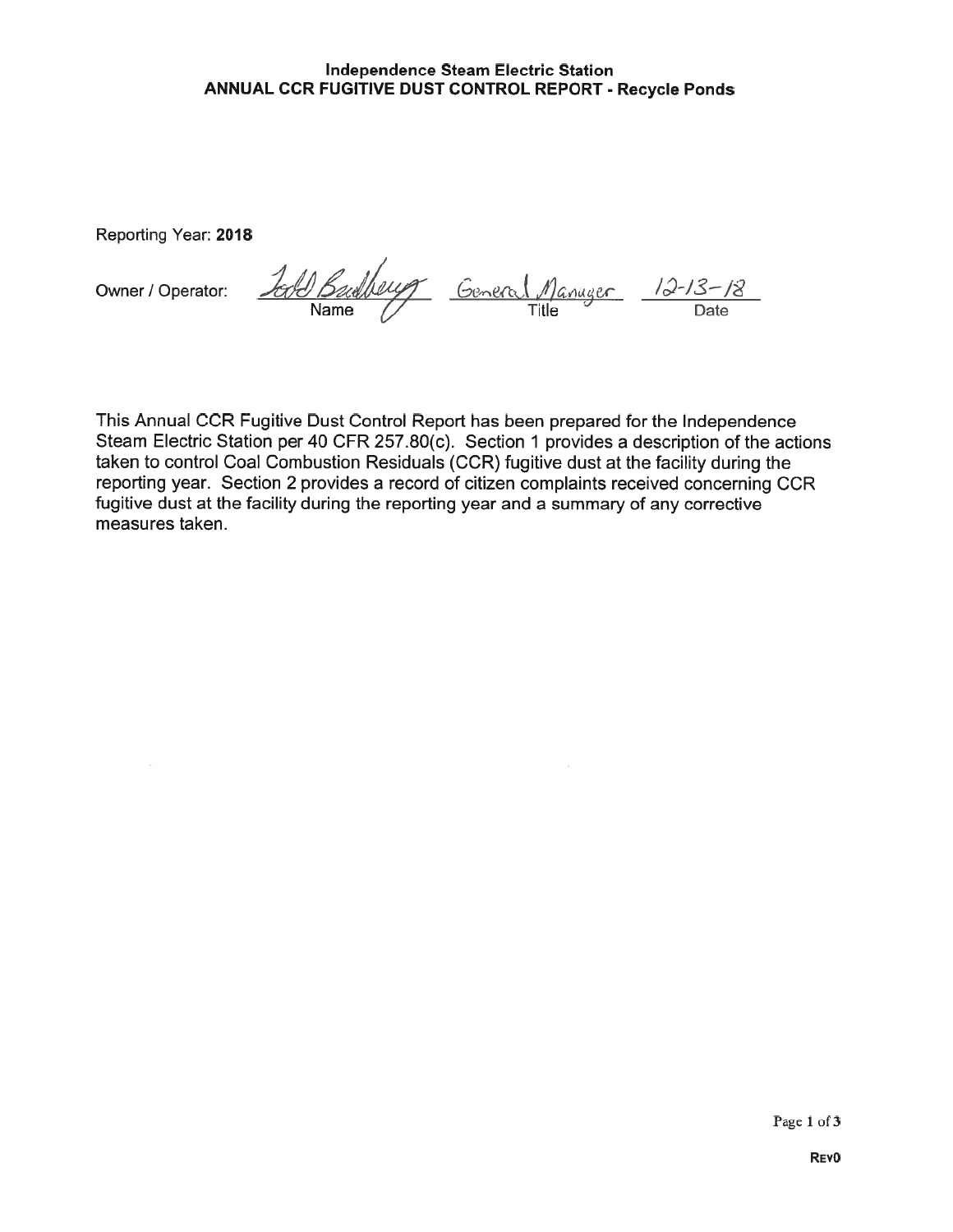**Independence Steam Electric Station**
**ANNUAL CCR FUGITIVE DUST CONTROL REPORT - Recycle Ponds**

Reporting Year: **2018**

Owner / Operator: Todd Bradberry — General Manager — 12-13-18

| Name | Title | Date |
|---|---|---|

This Annual CCR Fugitive Dust Control Report has been prepared for the Independence Steam Electric Station per 40 CFR 257.80(c). Section 1 provides a description of the actions taken to control Coal Combustion Residuals (CCR) fugitive dust at the facility during the reporting year. Section 2 provides a record of citizen complaints received concerning CCR fugitive dust at the facility during the reporting year and a summary of any corrective measures taken.

REV0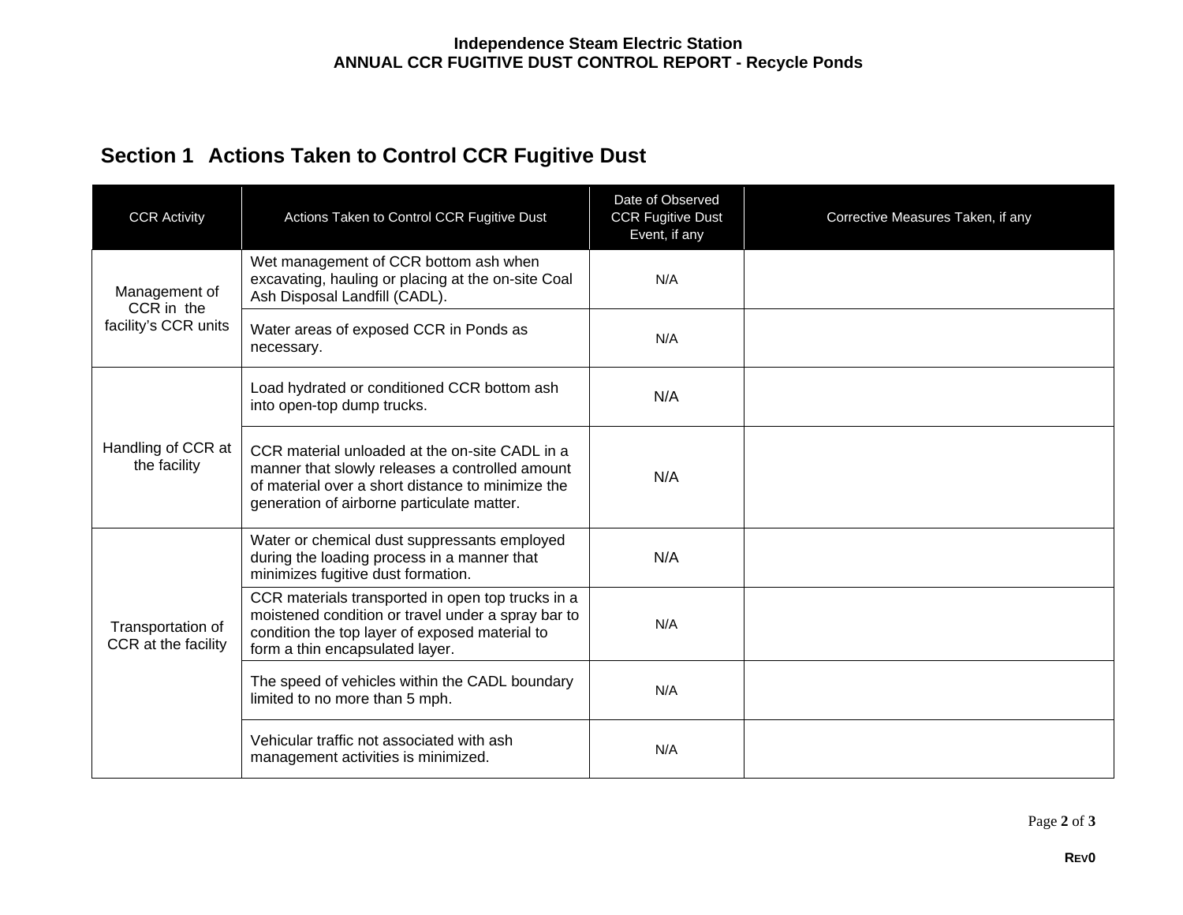**Independence Steam Electric Station**
**ANNUAL CCR FUGITIVE DUST CONTROL REPORT - Recycle Ponds**

## Section 1 Actions Taken to Control CCR Fugitive Dust

| CCR Activity | Actions Taken to Control CCR Fugitive Dust | Date of Observed CCR Fugitive Dust Event, if any | Corrective Measures Taken, if any |
|---|---|---|---|
| Management of CCR in the facility's CCR units | Wet management of CCR bottom ash when excavating, hauling or placing at the on-site Coal Ash Disposal Landfill (CADL). | N/A | |
| | Water areas of exposed CCR in Ponds as necessary. | N/A | |
| Handling of CCR at the facility | Load hydrated or conditioned CCR bottom ash into open-top dump trucks. | N/A | |
| | CCR material unloaded at the on-site CADL in a manner that slowly releases a controlled amount of material over a short distance to minimize the generation of airborne particulate matter. | N/A | |
| Transportation of CCR at the facility | Water or chemical dust suppressants employed during the loading process in a manner that minimizes fugitive dust formation. | N/A | |
| | CCR materials transported in open top trucks in a moistened condition or travel under a spray bar to condition the top layer of exposed material to form a thin encapsulated layer. | N/A | |
| | The speed of vehicles within the CADL boundary limited to no more than 5 mph. | N/A | |
| | Vehicular traffic not associated with ash management activities is minimized. | N/A | |

**REV0**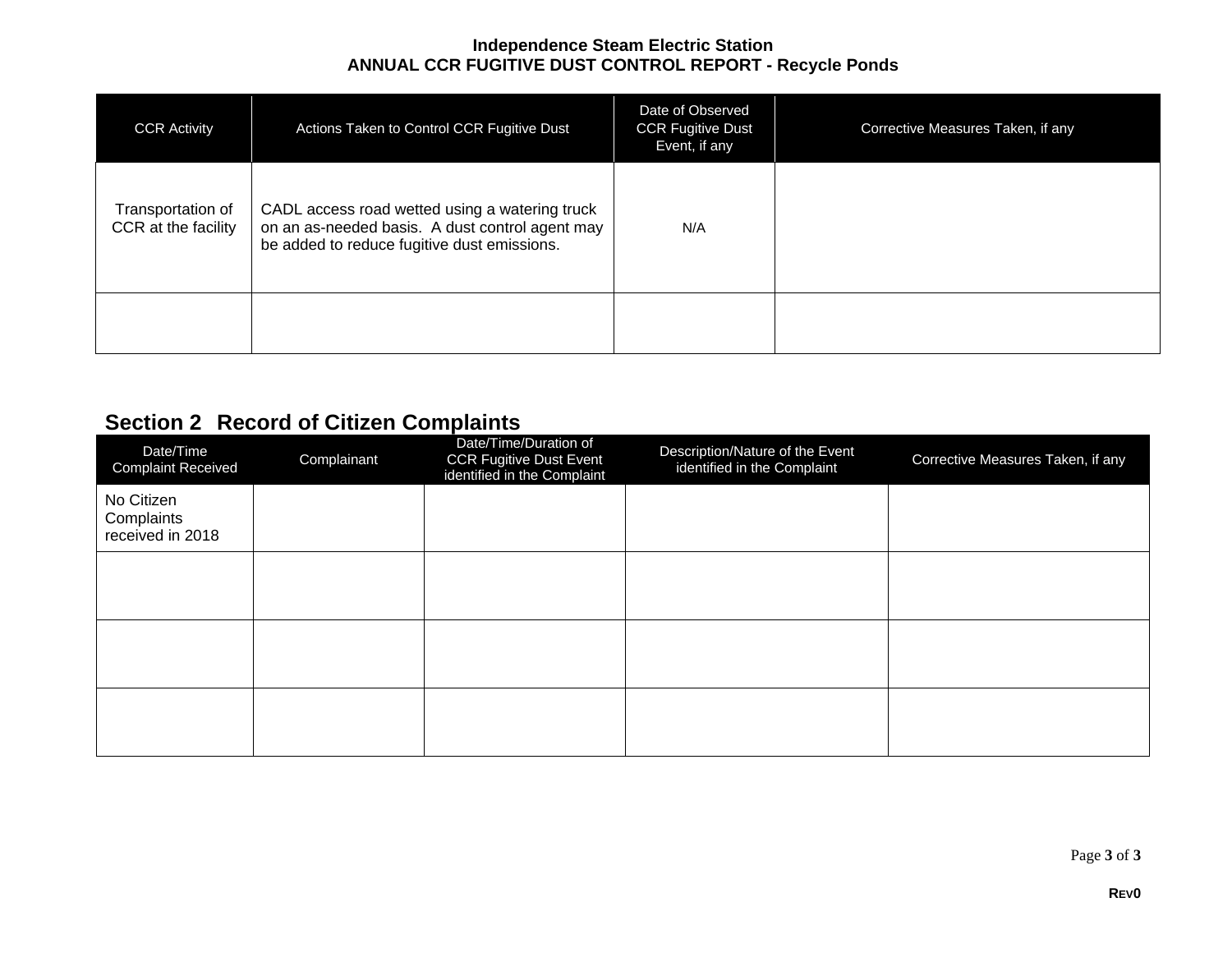**Independence Steam Electric Station**
**ANNUAL CCR FUGITIVE DUST CONTROL REPORT - Recycle Ponds**

| CCR Activity | Actions Taken to Control CCR Fugitive Dust | Date of Observed CCR Fugitive Dust Event, if any | Corrective Measures Taken, if any |
|---|---|---|---|
| Transportation of CCR at the facility | CADL access road wetted using a watering truck on an as-needed basis. A dust control agent may be added to reduce fugitive dust emissions. | N/A | |
| | | | |

## Section 2 Record of Citizen Complaints

| Date/Time Complaint Received | Complainant | Date/Time/Duration of CCR Fugitive Dust Event identified in the Complaint | Description/Nature of the Event identified in the Complaint | Corrective Measures Taken, if any |
|---|---|---|---|---|
| No Citizen Complaints received in 2018 | | | | |
| | | | | |
| | | | | |
| | | | | |

**REV0**